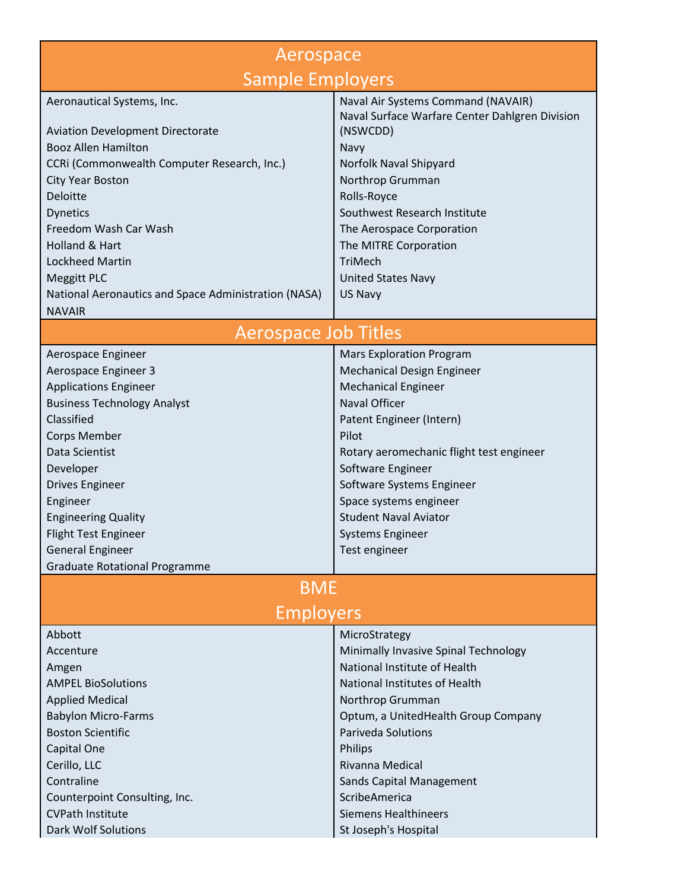| Aerospace Sample Employers | |
|---|---|
| Aeronautical Systems, Inc. | Naval Air Systems Command (NAVAIR) |
| | Naval Surface Warfare Center Dahlgren Division (NSWCDD) |
| Aviation Development Directorate | Navy |
| Booz Allen Hamilton | Norfolk Naval Shipyard |
| CCRi (Commonwealth Computer Research, Inc.) | Northrop Grumman |
| City Year Boston | Rolls-Royce |
| Deloitte | Southwest Research Institute |
| Dynetics | The Aerospace Corporation |
| Freedom Wash Car Wash | The MITRE Corporation |
| Holland & Hart | TriMech |
| Lockheed Martin | United States Navy |
| Meggitt PLC | US Navy |
| National Aeronautics and Space Administration (NASA) | |
| NAVAIR | |

| Aerospace Job Titles | |
|---|---|
| Aerospace Engineer | Mars Exploration Program |
| Aerospace Engineer 3 | Mechanical Design Engineer |
| Applications Engineer | Mechanical Engineer |
| Business Technology Analyst | Naval Officer |
| Classified | Patent Engineer (Intern) |
| Corps Member | Pilot |
| Data Scientist | Rotary aeromechanic flight test engineer |
| Developer | Software Engineer |
| Drives Engineer | Software Systems Engineer |
| Engineer | Space systems engineer |
| Engineering Quality | Student Naval Aviator |
| Flight Test Engineer | Systems Engineer |
| General Engineer | Test engineer |
| Graduate Rotational Programme | |

| BME Employers | |
|---|---|
| Abbott | MicroStrategy |
| Accenture | Minimally Invasive Spinal Technology |
| Amgen | National Institute of Health |
| AMPEL BioSolutions | National Institutes of Health |
| Applied Medical | Northrop Grumman |
| Babylon Micro-Farms | Optum, a UnitedHealth Group Company |
| Boston Scientific | Pariveda Solutions |
| Capital One | Philips |
| Cerillo, LLC | Rivanna Medical |
| Contraline | Sands Capital Management |
| Counterpoint Consulting, Inc. | ScribeAmerica |
| CVPath Institute | Siemens Healthineers |
| Dark Wolf Solutions | St Joseph's Hospital |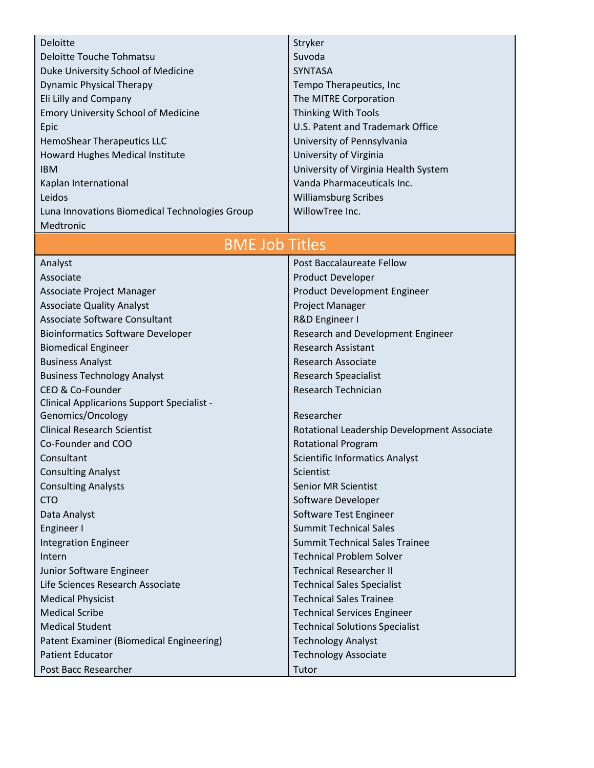| | |
|---|---|
| Deloitte | Stryker |
| Deloitte Touche Tohmatsu | Suvoda |
| Duke University School of Medicine | SYNTASA |
| Dynamic Physical Therapy | Tempo Therapeutics, Inc |
| Eli Lilly and Company | The MITRE Corporation |
| Emory University School of Medicine | Thinking With Tools |
| Epic | U.S. Patent and Trademark Office |
| HemoShear Therapeutics LLC | University of Pennsylvania |
| Howard Hughes Medical Institute | University of Virginia |
| IBM | University of Virginia Health System |
| Kaplan International | Vanda Pharmaceuticals Inc. |
| Leidos | Williamsburg Scribes |
| Luna Innovations Biomedical Technologies Group | WillowTree Inc. |
| Medtronic | |

## BME Job Titles

| | |
|---|---|
| Analyst | Post Baccalaureate Fellow |
| Associate | Product Developer |
| Associate Project Manager | Product Development Engineer |
| Associate Quality Analyst | Project Manager |
| Associate Software Consultant | R&D Engineer I |
| Bioinformatics Software Developer | Research and Development Engineer |
| Biomedical Engineer | Research Assistant |
| Business Analyst | Research Associate |
| Business Technology Analyst | Research Speacialist |
| CEO & Co-Founder | Research Technician |
| Clinical Applicarions Support Specialist - Genomics/Oncology | Researcher |
| Clinical Research Scientist | Rotational Leadership Development Associate |
| Co-Founder and COO | Rotational Program |
| Consultant | Scientific Informatics Analyst |
| Consulting Analyst | Scientist |
| Consulting Analysts | Senior MR Scientist |
| CTO | Software Developer |
| Data Analyst | Software Test Engineer |
| Engineer I | Summit Technical Sales |
| Integration Engineer | Summit Technical Sales Trainee |
| Intern | Technical Problem Solver |
| Junior Software Engineer | Technical Researcher II |
| Life Sciences Research Associate | Technical Sales Specialist |
| Medical Physicist | Technical Sales Trainee |
| Medical Scribe | Technical Services Engineer |
| Medical Student | Technical Solutions Specialist |
| Patent Examiner (Biomedical Engineering) | Technology Analyst |
| Patient Educator | Technology Associate |
| Post Bacc Researcher | Tutor |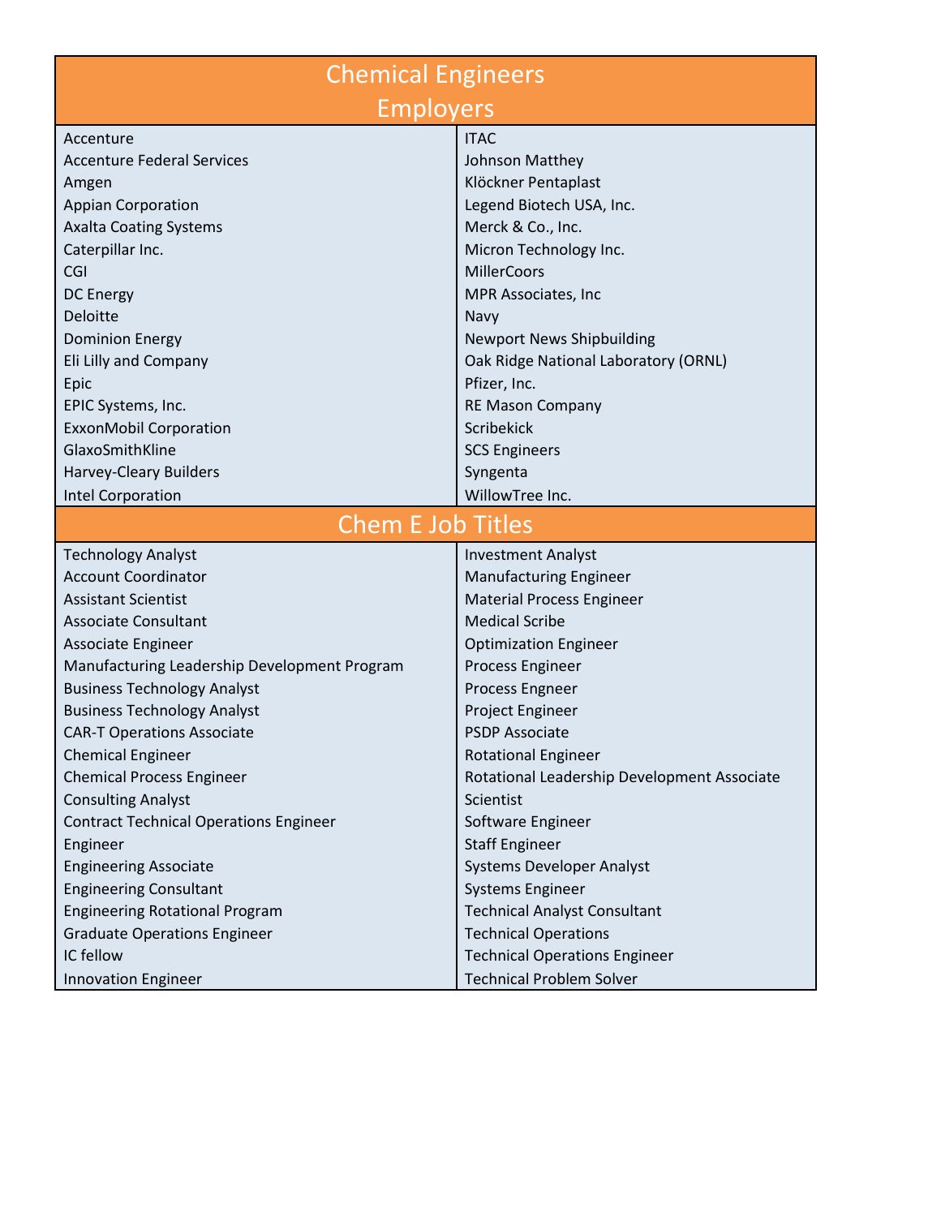# Chemical Engineers

## Employers

| | |
|---|---|
| Accenture | ITAC |
| Accenture Federal Services | Johnson Matthey |
| Amgen | Klöckner Pentaplast |
| Appian Corporation | Legend Biotech USA, Inc. |
| Axalta Coating Systems | Merck & Co., Inc. |
| Caterpillar Inc. | Micron Technology Inc. |
| CGI | MillerCoors |
| DC Energy | MPR Associates, Inc |
| Deloitte | Navy |
| Dominion Energy | Newport News Shipbuilding |
| Eli Lilly and Company | Oak Ridge National Laboratory (ORNL) |
| Epic | Pfizer, Inc. |
| EPIC Systems, Inc. | RE Mason Company |
| ExxonMobil Corporation | Scribekick |
| GlaxoSmithKline | SCS Engineers |
| Harvey-Cleary Builders | Syngenta |
| Intel Corporation | WillowTree Inc. |

## Chem E Job Titles

| | |
|---|---|
| Technology Analyst | Investment Analyst |
| Account Coordinator | Manufacturing Engineer |
| Assistant Scientist | Material Process Engineer |
| Associate Consultant | Medical Scribe |
| Associate Engineer | Optimization Engineer |
| Manufacturing Leadership Development Program | Process Engineer |
| Business Technology Analyst | Process Engneer |
| Business Technology Analyst | Project Engineer |
| CAR-T Operations Associate | PSDP Associate |
| Chemical Engineer | Rotational Engineer |
| Chemical Process Engineer | Rotational Leadership Development Associate |
| Consulting Analyst | Scientist |
| Contract Technical Operations Engineer | Software Engineer |
| Engineer | Staff Engineer |
| Engineering Associate | Systems Developer Analyst |
| Engineering Consultant | Systems Engineer |
| Engineering Rotational Program | Technical Analyst Consultant |
| Graduate Operations Engineer | Technical Operations |
| IC fellow | Technical Operations Engineer |
| Innovation Engineer | Technical Problem Solver |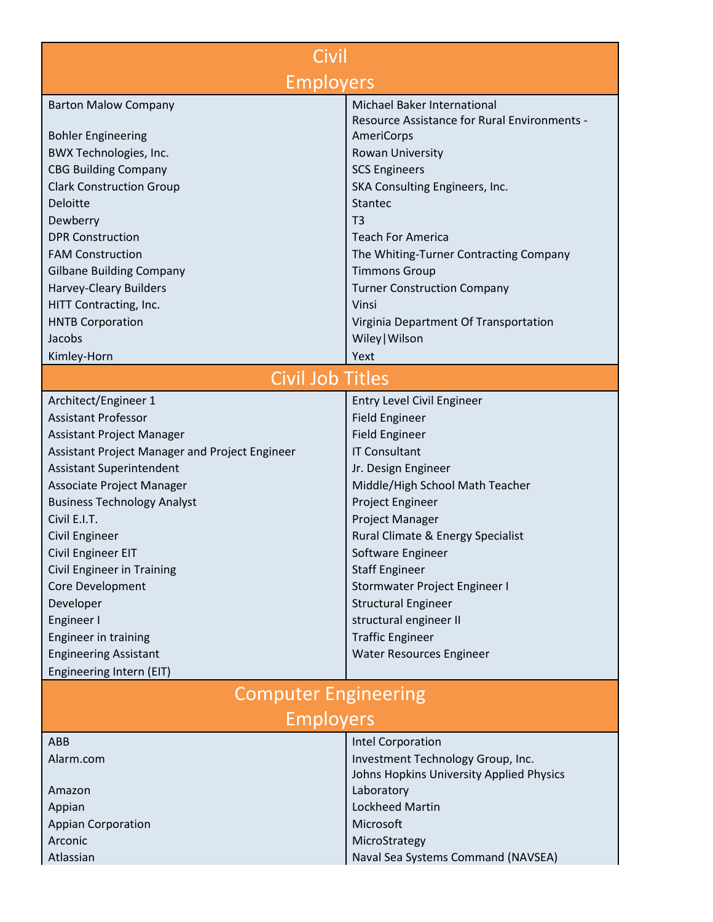| Civil Employers | |
|---|---|
| Barton Malow Company | Michael Baker International |
| Bohler Engineering | Resource Assistance for Rural Environments - AmeriCorps |
| BWX Technologies, Inc. | Rowan University |
| CBG Building Company | SCS Engineers |
| Clark Construction Group | SKA Consulting Engineers, Inc. |
| Deloitte | Stantec |
| Dewberry | T3 |
| DPR Construction | Teach For America |
| FAM Construction | The Whiting-Turner Contracting Company |
| Gilbane Building Company | Timmons Group |
| Harvey-Cleary Builders | Turner Construction Company |
| HITT Contracting, Inc. | Vinsi |
| HNTB Corporation | Virginia Department Of Transportation |
| Jacobs | Wiley\|Wilson |
| Kimley-Horn | Yext |

| Civil Job Titles | |
|---|---|
| Architect/Engineer 1 | Entry Level Civil Engineer |
| Assistant Professor | Field Engineer |
| Assistant Project Manager | Field Engineer |
| Assistant Project Manager and Project Engineer | IT Consultant |
| Assistant Superintendent | Jr. Design Engineer |
| Associate Project Manager | Middle/High School Math Teacher |
| Business Technology Analyst | Project Engineer |
| Civil E.I.T. | Project Manager |
| Civil Engineer | Rural Climate & Energy Specialist |
| Civil Engineer EIT | Software Engineer |
| Civil Engineer in Training | Staff Engineer |
| Core Development | Stormwater Project Engineer I |
| Developer | Structural Engineer |
| Engineer I | structural engineer II |
| Engineer in training | Traffic Engineer |
| Engineering Assistant | Water Resources Engineer |
| Engineering Intern (EIT) | |

| Computer Engineering Employers | |
|---|---|
| ABB | Intel Corporation |
| Alarm.com | Investment Technology Group, Inc. |
| Amazon | Johns Hopkins University Applied Physics Laboratory |
| Appian | Lockheed Martin |
| Appian Corporation | Microsoft |
| Arconic | MicroStrategy |
| Atlassian | Naval Sea Systems Command (NAVSEA) |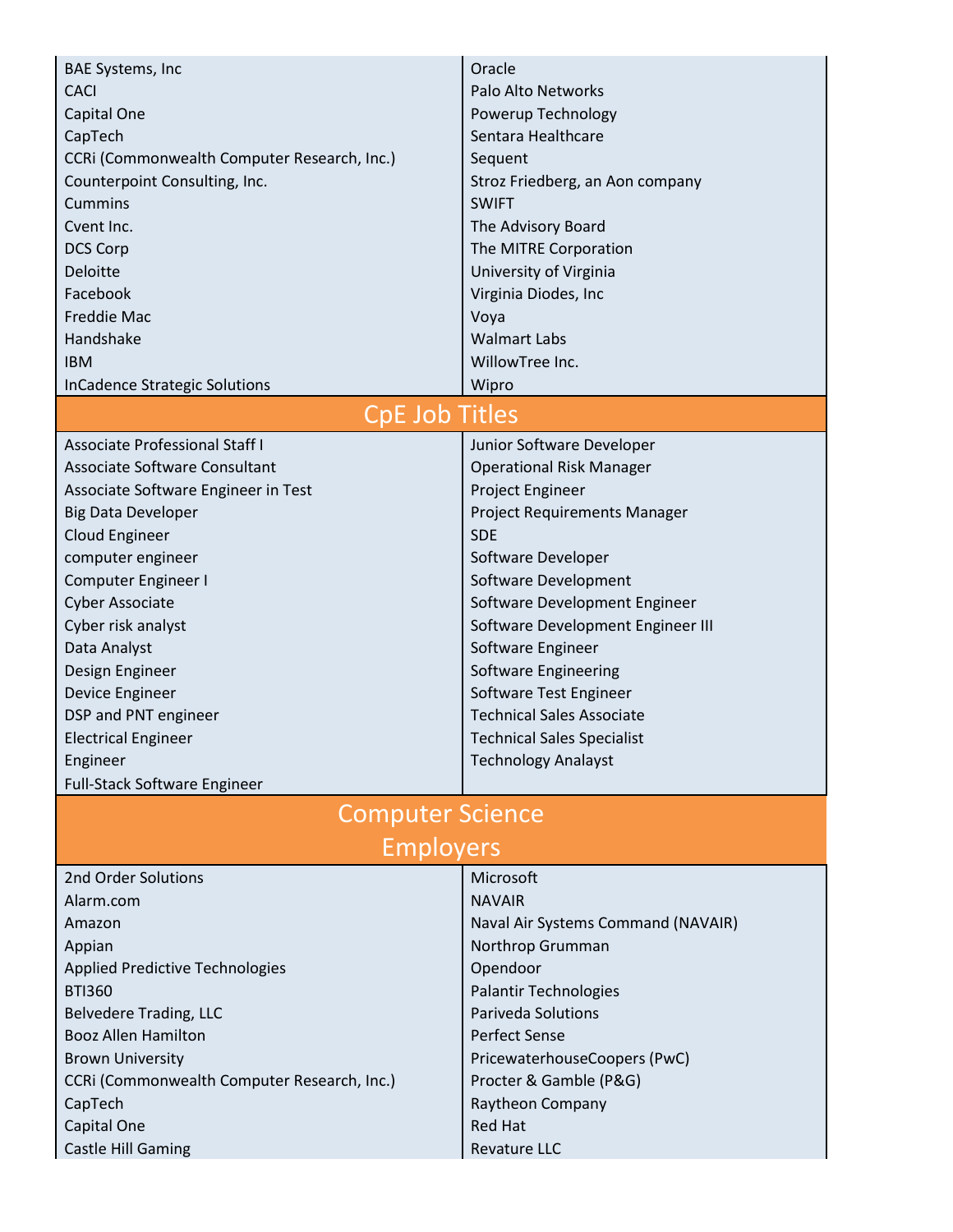| | |
|---|---|
| BAE Systems, Inc | Oracle |
| CACI | Palo Alto Networks |
| Capital One | Powerup Technology |
| CapTech | Sentara Healthcare |
| CCRi (Commonwealth Computer Research, Inc.) | Sequent |
| Counterpoint Consulting, Inc. | Stroz Friedberg, an Aon company |
| Cummins | SWIFT |
| Cvent Inc. | The Advisory Board |
| DCS Corp | The MITRE Corporation |
| Deloitte | University of Virginia |
| Facebook | Virginia Diodes, Inc |
| Freddie Mac | Voya |
| Handshake | Walmart Labs |
| IBM | WillowTree Inc. |
| InCadence Strategic Solutions | Wipro |

## CpE Job Titles

| | |
|---|---|
| Associate Professional Staff I | Junior Software Developer |
| Associate Software Consultant | Operational Risk Manager |
| Associate Software Engineer in Test | Project Engineer |
| Big Data Developer | Project Requirements Manager |
| Cloud Engineer | SDE |
| computer engineer | Software Developer |
| Computer Engineer I | Software Development |
| Cyber Associate | Software Development Engineer |
| Cyber risk analyst | Software Development Engineer III |
| Data Analyst | Software Engineer |
| Design Engineer | Software Engineering |
| Device Engineer | Software Test Engineer |
| DSP and PNT engineer | Technical Sales Associate |
| Electrical Engineer | Technical Sales Specialist |
| Engineer | Technology Analayst |
| Full-Stack Software Engineer | |

## Computer Science Employers

| | |
|---|---|
| 2nd Order Solutions | Microsoft |
| Alarm.com | NAVAIR |
| Amazon | Naval Air Systems Command (NAVAIR) |
| Appian | Northrop Grumman |
| Applied Predictive Technologies | Opendoor |
| BTI360 | Palantir Technologies |
| Belvedere Trading, LLC | Pariveda Solutions |
| Booz Allen Hamilton | Perfect Sense |
| Brown University | PricewaterhouseCoopers (PwC) |
| CCRi (Commonwealth Computer Research, Inc.) | Procter & Gamble (P&G) |
| CapTech | Raytheon Company |
| Capital One | Red Hat |
| Castle Hill Gaming | Revature LLC |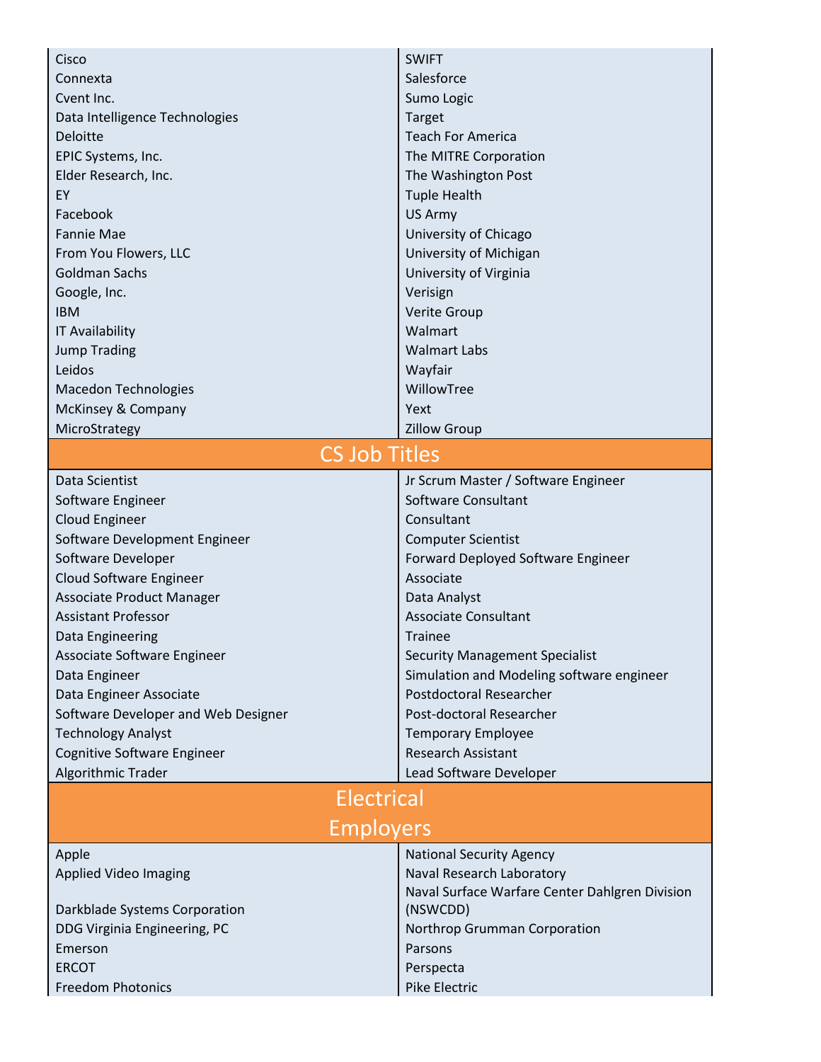| | |
|---|---|
| Cisco | SWIFT |
| Connexta | Salesforce |
| Cvent Inc. | Sumo Logic |
| Data Intelligence Technologies | Target |
| Deloitte | Teach For America |
| EPIC Systems, Inc. | The MITRE Corporation |
| Elder Research, Inc. | The Washington Post |
| EY | Tuple Health |
| Facebook | US Army |
| Fannie Mae | University of Chicago |
| From You Flowers, LLC | University of Michigan |
| Goldman Sachs | University of Virginia |
| Google, Inc. | Verisign |
| IBM | Verite Group |
| IT Availability | Walmart |
| Jump Trading | Walmart Labs |
| Leidos | Wayfair |
| Macedon Technologies | WillowTree |
| McKinsey & Company | Yext |
| MicroStrategy | Zillow Group |

## CS Job Titles

| | |
|---|---|
| Data Scientist | Jr Scrum Master / Software Engineer |
| Software Engineer | Software Consultant |
| Cloud Engineer | Consultant |
| Software Development Engineer | Computer Scientist |
| Software Developer | Forward Deployed Software Engineer |
| Cloud Software Engineer | Associate |
| Associate Product Manager | Data Analyst |
| Assistant Professor | Associate Consultant |
| Data Engineering | Trainee |
| Associate Software Engineer | Security Management Specialist |
| Data Engineer | Simulation and Modeling software engineer |
| Data Engineer Associate | Postdoctoral Researcher |
| Software Developer and Web Designer | Post-doctoral Researcher |
| Technology Analyst | Temporary Employee |
| Cognitive Software Engineer | Research Assistant |
| Algorithmic Trader | Lead Software Developer |

## Electrical Employers

| | |
|---|---|
| Apple | National Security Agency |
| Applied Video Imaging | Naval Research Laboratory |
| Darkblade Systems Corporation | Naval Surface Warfare Center Dahlgren Division (NSWCDD) |
| DDG Virginia Engineering, PC | Northrop Grumman Corporation |
| Emerson | Parsons |
| ERCOT | Perspecta |
| Freedom Photonics | Pike Electric |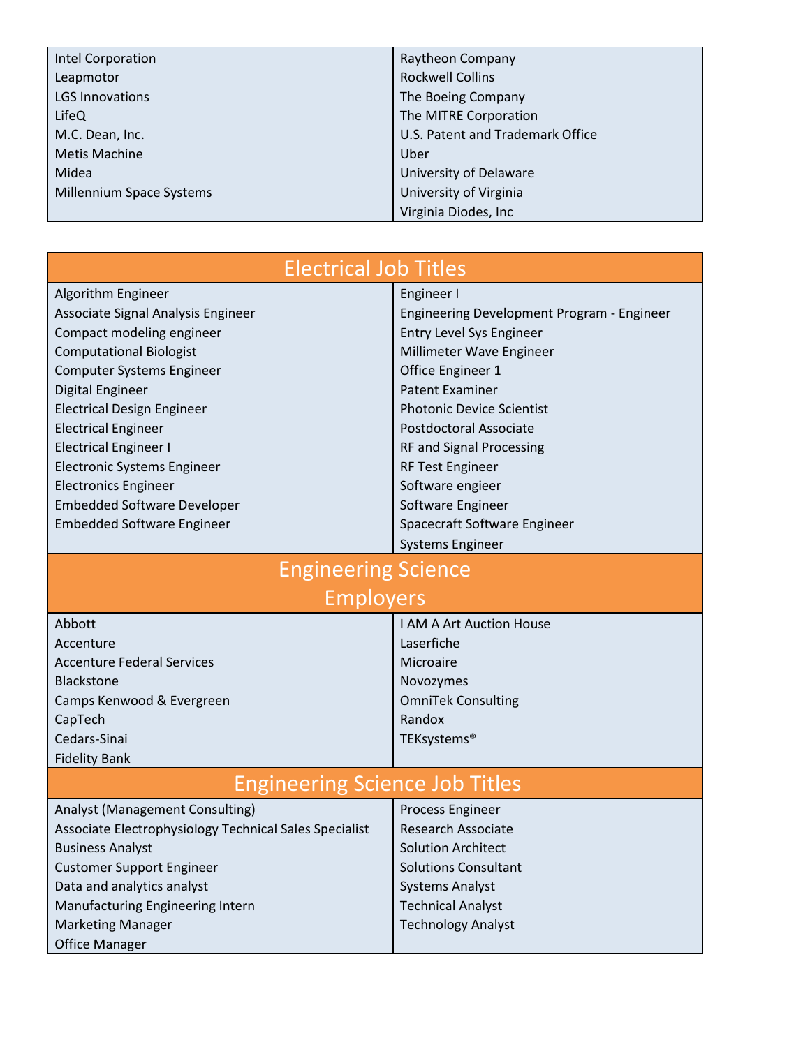| | |
|---|---|
| Intel Corporation | Raytheon Company |
| Leapmotor | Rockwell Collins |
| LGS Innovations | The Boeing Company |
| LifeQ | The MITRE Corporation |
| M.C. Dean, Inc. | U.S. Patent and Trademark Office |
| Metis Machine | Uber |
| Midea | University of Delaware |
| Millennium Space Systems | University of Virginia |
| | Virginia Diodes, Inc |

## Electrical Job Titles

| | |
|---|---|
| Algorithm Engineer | Engineer I |
| Associate Signal Analysis Engineer | Engineering Development Program - Engineer |
| Compact modeling engineer | Entry Level Sys Engineer |
| Computational Biologist | Millimeter Wave Engineer |
| Computer Systems Engineer | Office Engineer 1 |
| Digital Engineer | Patent Examiner |
| Electrical Design Engineer | Photonic Device Scientist |
| Electrical Engineer | Postdoctoral Associate |
| Electrical Engineer I | RF and Signal Processing |
| Electronic Systems Engineer | RF Test Engineer |
| Electronics Engineer | Software engieer |
| Embedded Software Developer | Software Engineer |
| Embedded Software Engineer | Spacecraft Software Engineer |
| | Systems Engineer |

## Engineering Science Employers

| | |
|---|---|
| Abbott | I AM A Art Auction House |
| Accenture | Laserfiche |
| Accenture Federal Services | Microaire |
| Blackstone | Novozymes |
| Camps Kenwood & Evergreen | OmniTek Consulting |
| CapTech | Randox |
| Cedars-Sinai | TEKsystems® |
| Fidelity Bank | |

## Engineering Science Job Titles

| | |
|---|---|
| Analyst (Management Consulting) | Process Engineer |
| Associate Electrophysiology Technical Sales Specialist | Research Associate |
| Business Analyst | Solution Architect |
| Customer Support Engineer | Solutions Consultant |
| Data and analytics analyst | Systems Analyst |
| Manufacturing Engineering Intern | Technical Analyst |
| Marketing Manager | Technology Analyst |
| Office Manager | |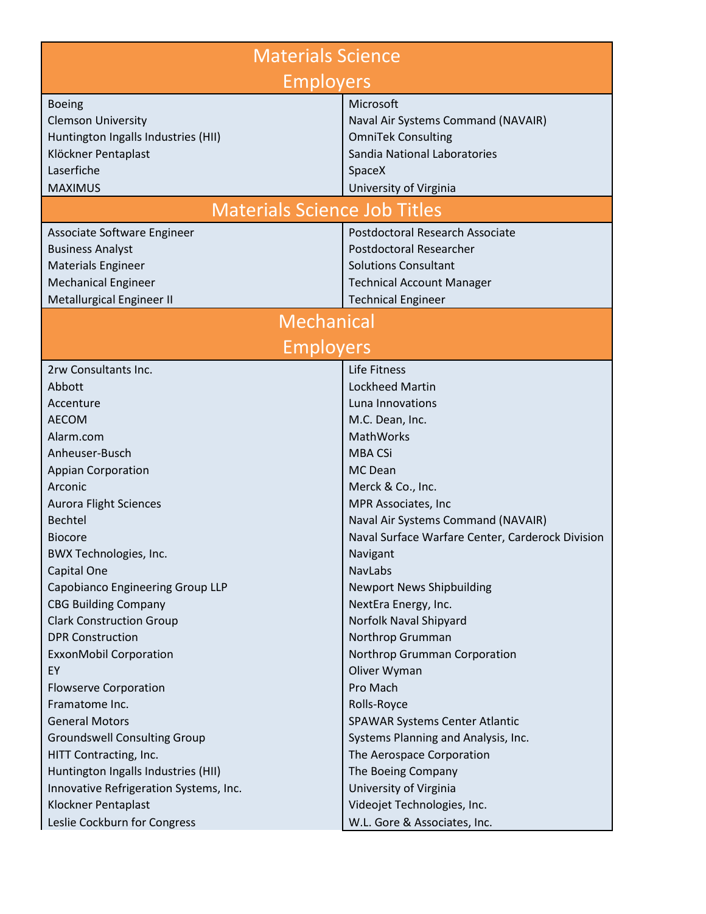## Materials Science Employers

| | |
|---|---|
| Boeing | Microsoft |
| Clemson University | Naval Air Systems Command (NAVAIR) |
| Huntington Ingalls Industries (HII) | OmniTek Consulting |
| Klöckner Pentaplast | Sandia National Laboratories |
| Laserfiche | SpaceX |
| MAXIMUS | University of Virginia |

## Materials Science Job Titles

| | |
|---|---|
| Associate Software Engineer | Postdoctoral Research Associate |
| Business Analyst | Postdoctoral Researcher |
| Materials Engineer | Solutions Consultant |
| Mechanical Engineer | Technical Account Manager |
| Metallurgical Engineer II | Technical Engineer |

## Mechanical Employers

| | |
|---|---|
| 2rw Consultants Inc. | Life Fitness |
| Abbott | Lockheed Martin |
| Accenture | Luna Innovations |
| AECOM | M.C. Dean, Inc. |
| Alarm.com | MathWorks |
| Anheuser-Busch | MBA CSi |
| Appian Corporation | MC Dean |
| Arconic | Merck & Co., Inc. |
| Aurora Flight Sciences | MPR Associates, Inc |
| Bechtel | Naval Air Systems Command (NAVAIR) |
| Biocore | Naval Surface Warfare Center, Carderock Division |
| BWX Technologies, Inc. | Navigant |
| Capital One | NavLabs |
| Capobianco Engineering Group LLP | Newport News Shipbuilding |
| CBG Building Company | NextEra Energy, Inc. |
| Clark Construction Group | Norfolk Naval Shipyard |
| DPR Construction | Northrop Grumman |
| ExxonMobil Corporation | Northrop Grumman Corporation |
| EY | Oliver Wyman |
| Flowserve Corporation | Pro Mach |
| Framatome Inc. | Rolls-Royce |
| General Motors | SPAWAR Systems Center Atlantic |
| Groundswell Consulting Group | Systems Planning and Analysis, Inc. |
| HITT Contracting, Inc. | The Aerospace Corporation |
| Huntington Ingalls Industries (HII) | The Boeing Company |
| Innovative Refrigeration Systems, Inc. | University of Virginia |
| Klockner Pentaplast | Videojet Technologies, Inc. |
| Leslie Cockburn for Congress | W.L. Gore & Associates, Inc. |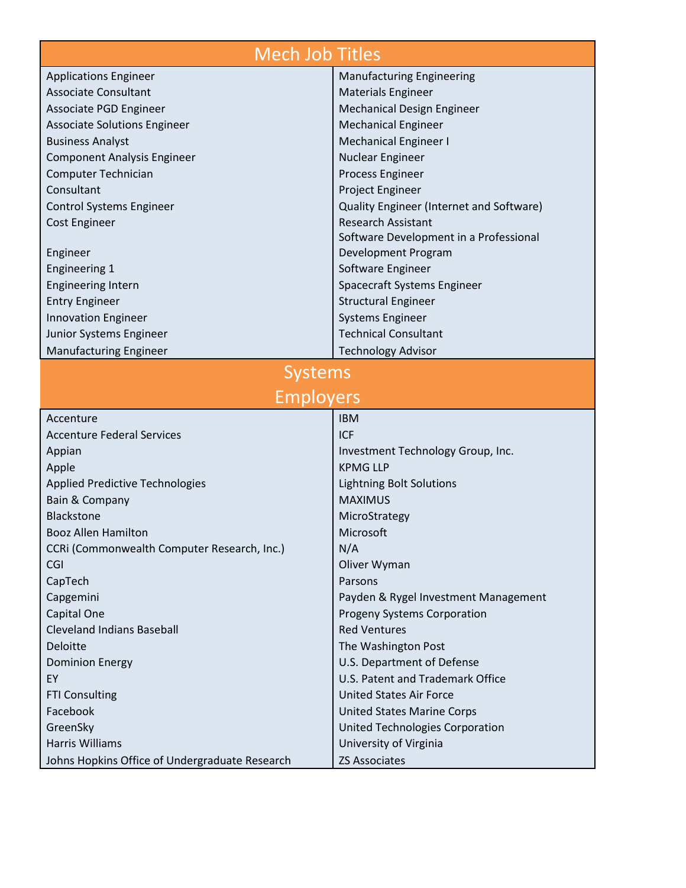| Mech Job Titles | |
|---|---|
| Applications Engineer | Manufacturing Engineering |
| Associate Consultant | Materials Engineer |
| Associate PGD Engineer | Mechanical Design Engineer |
| Associate Solutions Engineer | Mechanical Engineer |
| Business Analyst | Mechanical Engineer I |
| Component Analysis Engineer | Nuclear Engineer |
| Computer Technician | Process Engineer |
| Consultant | Project Engineer |
| Control Systems Engineer | Quality Engineer (Internet and Software) |
| Cost Engineer | Research Assistant |
| Engineer | Software Development in a Professional Development Program |
| Engineering 1 | Software Engineer |
| Engineering Intern | Spacecraft Systems Engineer |
| Entry Engineer | Structural Engineer |
| Innovation Engineer | Systems Engineer |
| Junior Systems Engineer | Technical Consultant |
| Manufacturing Engineer | Technology Advisor |

| Systems Employers | |
|---|---|
| Accenture | IBM |
| Accenture Federal Services | ICF |
| Appian | Investment Technology Group, Inc. |
| Apple | KPMG LLP |
| Applied Predictive Technologies | Lightning Bolt Solutions |
| Bain & Company | MAXIMUS |
| Blackstone | MicroStrategy |
| Booz Allen Hamilton | Microsoft |
| CCRi (Commonwealth Computer Research, Inc.) | N/A |
| CGI | Oliver Wyman |
| CapTech | Parsons |
| Capgemini | Payden & Rygel Investment Management |
| Capital One | Progeny Systems Corporation |
| Cleveland Indians Baseball | Red Ventures |
| Deloitte | The Washington Post |
| Dominion Energy | U.S. Department of Defense |
| EY | U.S. Patent and Trademark Office |
| FTI Consulting | United States Air Force |
| Facebook | United States Marine Corps |
| GreenSky | United Technologies Corporation |
| Harris Williams | University of Virginia |
| Johns Hopkins Office of Undergraduate Research | ZS Associates |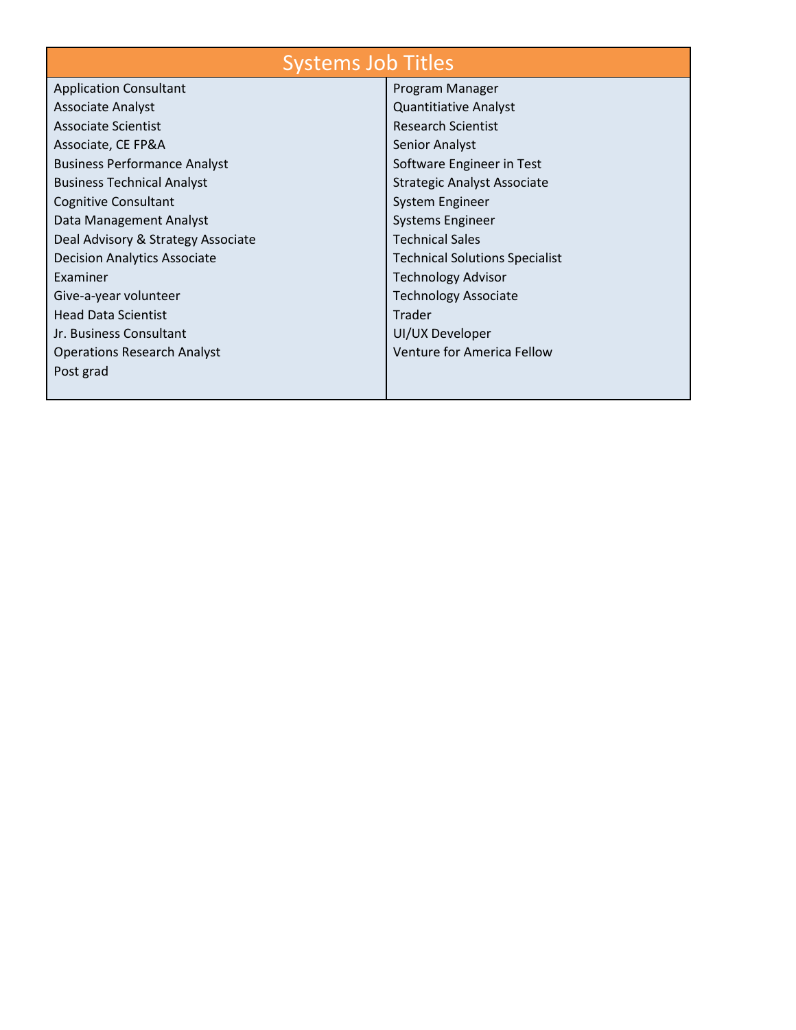| Systems Job Titles | |
|---|---|
| Application Consultant | Program Manager |
| Associate Analyst | Quantitiative Analyst |
| Associate Scientist | Research Scientist |
| Associate, CE FP&A | Senior Analyst |
| Business Performance Analyst | Software Engineer in Test |
| Business Technical Analyst | Strategic Analyst Associate |
| Cognitive Consultant | System Engineer |
| Data Management Analyst | Systems Engineer |
| Deal Advisory & Strategy Associate | Technical Sales |
| Decision Analytics Associate | Technical Solutions Specialist |
| Examiner | Technology Advisor |
| Give-a-year volunteer | Technology Associate |
| Head Data Scientist | Trader |
| Jr. Business Consultant | UI/UX Developer |
| Operations Research Analyst | Venture for America Fellow |
| Post grad | |